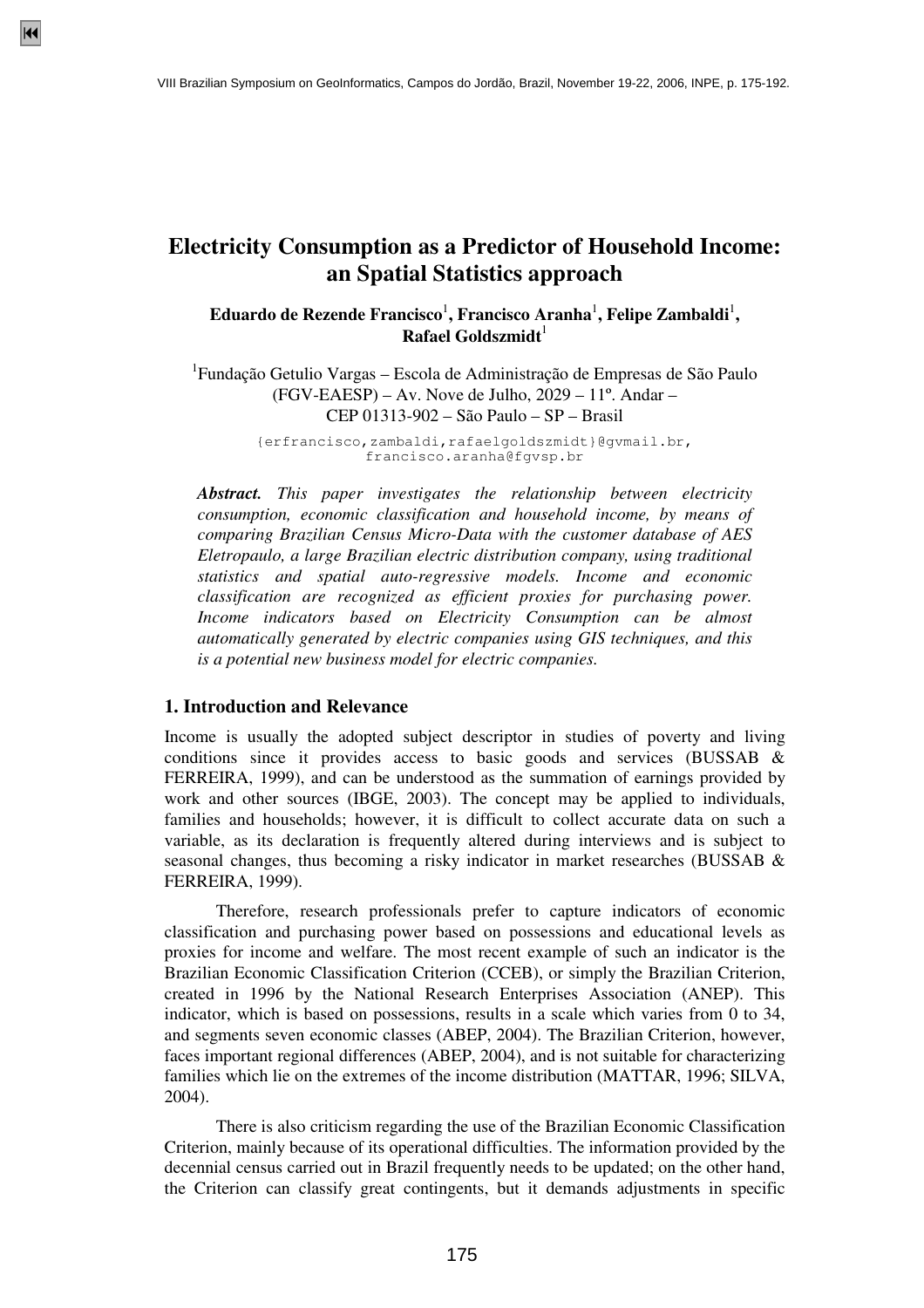# Electricity Consumption as a Predictor of Household Income: an Spatial Statistics approach

**Eduardo de Rezende Francisco**[1]**, Francisco Aranha**[1]**, Felipe Zambaldi**[1]**, Rafael Goldszmidt**[1]

[1]Fundação Getulio Vargas – Escola de Administração de Empresas de São Paulo (FGV-EAESP) – Av. Nove de Julho, 2029 – 11º. Andar – CEP 01313-902 – São Paulo – SP – Brasil

{erfrancisco,zambaldi,rafaelgoldszmidt}@gvmail.br, francisco.aranha@fgvsp.br

***Abstract.*** *This paper investigates the relationship between electricity consumption, economic classification and household income, by means of comparing Brazilian Census Micro-Data with the customer database of AES Eletropaulo, a large Brazilian electric distribution company, using traditional statistics and spatial auto-regressive models. Income and economic classification are recognized as efficient proxies for purchasing power. Income indicators based on Electricity Consumption can be almost automatically generated by electric companies using GIS techniques, and this is a potential new business model for electric companies.*

## 1. Introduction and Relevance

Income is usually the adopted subject descriptor in studies of poverty and living conditions since it provides access to basic goods and services (BUSSAB & FERREIRA, 1999), and can be understood as the summation of earnings provided by work and other sources (IBGE, 2003). The concept may be applied to individuals, families and households; however, it is difficult to collect accurate data on such a variable, as its declaration is frequently altered during interviews and is subject to seasonal changes, thus becoming a risky indicator in market researches (BUSSAB & FERREIRA, 1999).

Therefore, research professionals prefer to capture indicators of economic classification and purchasing power based on possessions and educational levels as proxies for income and welfare. The most recent example of such an indicator is the Brazilian Economic Classification Criterion (CCEB), or simply the Brazilian Criterion, created in 1996 by the National Research Enterprises Association (ANEP). This indicator, which is based on possessions, results in a scale which varies from 0 to 34, and segments seven economic classes (ABEP, 2004). The Brazilian Criterion, however, faces important regional differences (ABEP, 2004), and is not suitable for characterizing families which lie on the extremes of the income distribution (MATTAR, 1996; SILVA, 2004).

There is also criticism regarding the use of the Brazilian Economic Classification Criterion, mainly because of its operational difficulties. The information provided by the decennial census carried out in Brazil frequently needs to be updated; on the other hand, the Criterion can classify great contingents, but it demands adjustments in specific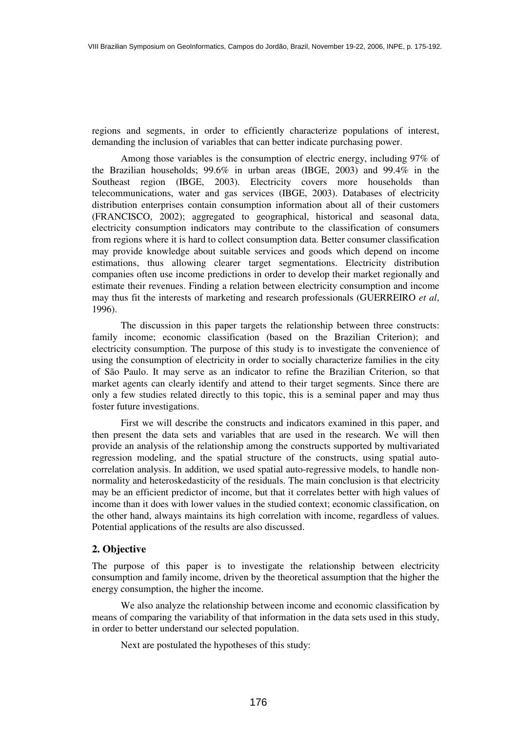regions and segments, in order to efficiently characterize populations of interest, demanding the inclusion of variables that can better indicate purchasing power.

Among those variables is the consumption of electric energy, including 97% of the Brazilian households; 99.6% in urban areas (IBGE, 2003) and 99.4% in the Southeast region (IBGE, 2003). Electricity covers more households than telecommunications, water and gas services (IBGE, 2003). Databases of electricity distribution enterprises contain consumption information about all of their customers (FRANCISCO, 2002); aggregated to geographical, historical and seasonal data, electricity consumption indicators may contribute to the classification of consumers from regions where it is hard to collect consumption data. Better consumer classification may provide knowledge about suitable services and goods which depend on income estimations, thus allowing clearer target segmentations. Electricity distribution companies often use income predictions in order to develop their market regionally and estimate their revenues. Finding a relation between electricity consumption and income may thus fit the interests of marketing and research professionals (GUERREIRO *et al*, 1996).

The discussion in this paper targets the relationship between three constructs: family income; economic classification (based on the Brazilian Criterion); and electricity consumption. The purpose of this study is to investigate the convenience of using the consumption of electricity in order to socially characterize families in the city of São Paulo. It may serve as an indicator to refine the Brazilian Criterion, so that market agents can clearly identify and attend to their target segments. Since there are only a few studies related directly to this topic, this is a seminal paper and may thus foster future investigations.

First we will describe the constructs and indicators examined in this paper, and then present the data sets and variables that are used in the research. We will then provide an analysis of the relationship among the constructs supported by multivariated regression modeling, and the spatial structure of the constructs, using spatial auto-correlation analysis. In addition, we used spatial auto-regressive models, to handle non-normality and heteroskedasticity of the residuals. The main conclusion is that electricity may be an efficient predictor of income, but that it correlates better with high values of income than it does with lower values in the studied context; economic classification, on the other hand, always maintains its high correlation with income, regardless of values. Potential applications of the results are also discussed.

## 2. Objective

The purpose of this paper is to investigate the relationship between electricity consumption and family income, driven by the theoretical assumption that the higher the energy consumption, the higher the income.

We also analyze the relationship between income and economic classification by means of comparing the variability of that information in the data sets used in this study, in order to better understand our selected population.

Next are postulated the hypotheses of this study: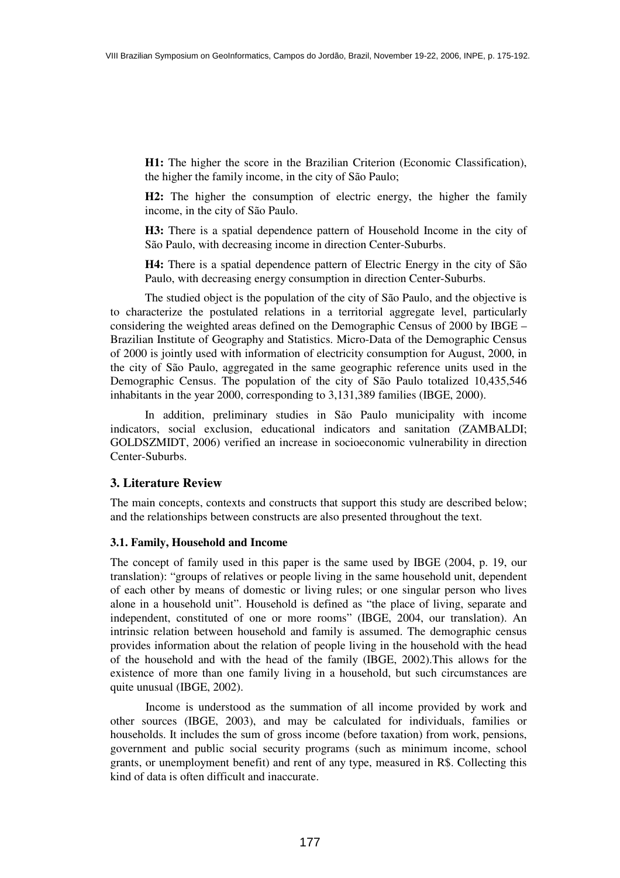**H1:** The higher the score in the Brazilian Criterion (Economic Classification), the higher the family income, in the city of São Paulo;

**H2:** The higher the consumption of electric energy, the higher the family income, in the city of São Paulo.

**H3:** There is a spatial dependence pattern of Household Income in the city of São Paulo, with decreasing income in direction Center-Suburbs.

**H4:** There is a spatial dependence pattern of Electric Energy in the city of São Paulo, with decreasing energy consumption in direction Center-Suburbs.

The studied object is the population of the city of São Paulo, and the objective is to characterize the postulated relations in a territorial aggregate level, particularly considering the weighted areas defined on the Demographic Census of 2000 by IBGE – Brazilian Institute of Geography and Statistics. Micro-Data of the Demographic Census of 2000 is jointly used with information of electricity consumption for August, 2000, in the city of São Paulo, aggregated in the same geographic reference units used in the Demographic Census. The population of the city of São Paulo totalized 10,435,546 inhabitants in the year 2000, corresponding to 3,131,389 families (IBGE, 2000).

In addition, preliminary studies in São Paulo municipality with income indicators, social exclusion, educational indicators and sanitation (ZAMBALDI; GOLDSZMIDT, 2006) verified an increase in socioeconomic vulnerability in direction Center-Suburbs.

## 3. Literature Review

The main concepts, contexts and constructs that support this study are described below; and the relationships between constructs are also presented throughout the text.

### 3.1. Family, Household and Income

The concept of family used in this paper is the same used by IBGE (2004, p. 19, our translation): "groups of relatives or people living in the same household unit, dependent of each other by means of domestic or living rules; or one singular person who lives alone in a household unit". Household is defined as "the place of living, separate and independent, constituted of one or more rooms" (IBGE, 2004, our translation). An intrinsic relation between household and family is assumed. The demographic census provides information about the relation of people living in the household with the head of the household and with the head of the family (IBGE, 2002).This allows for the existence of more than one family living in a household, but such circumstances are quite unusual (IBGE, 2002).

Income is understood as the summation of all income provided by work and other sources (IBGE, 2003), and may be calculated for individuals, families or households. It includes the sum of gross income (before taxation) from work, pensions, government and public social security programs (such as minimum income, school grants, or unemployment benefit) and rent of any type, measured in R$. Collecting this kind of data is often difficult and inaccurate.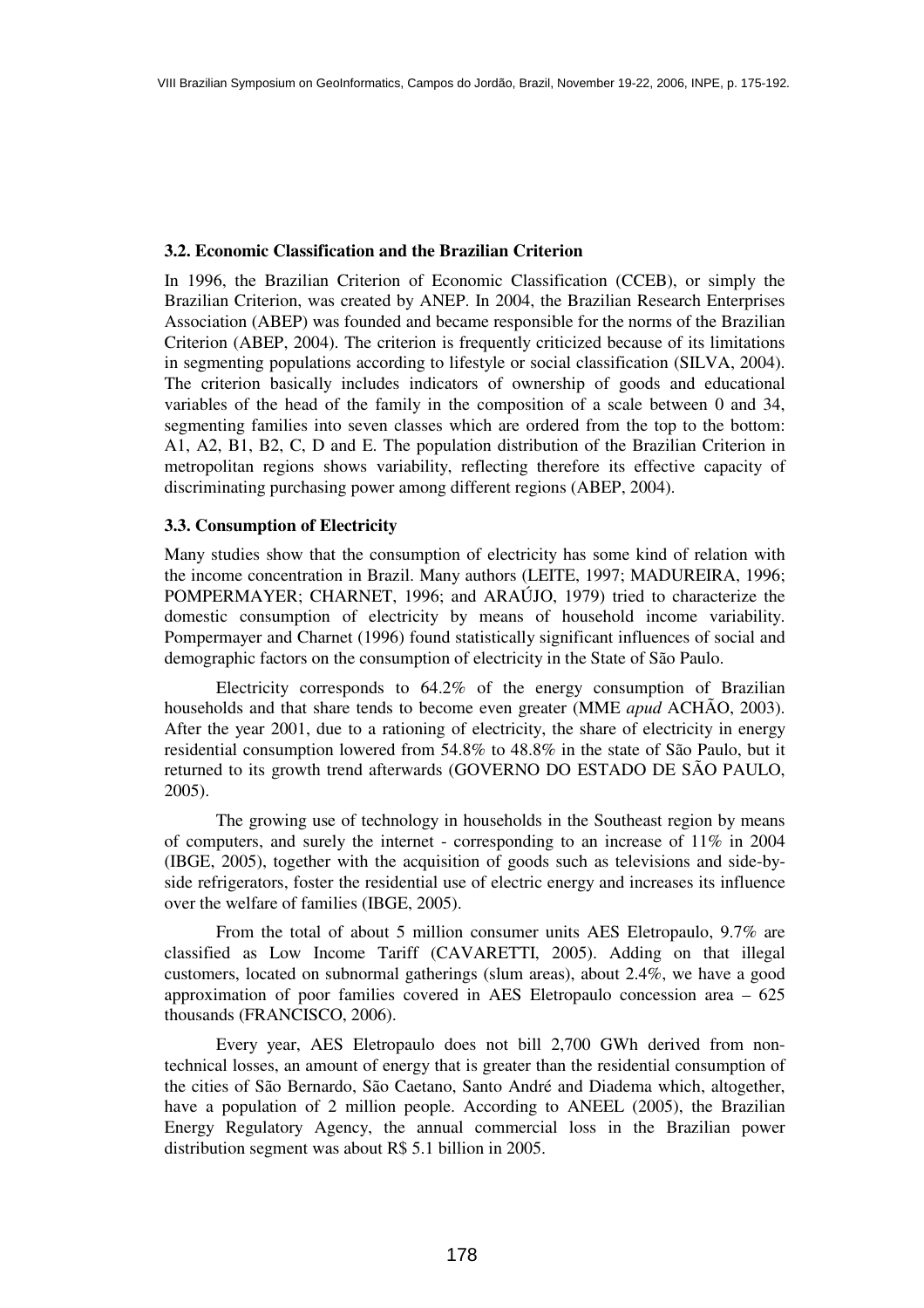### 3.2. Economic Classification and the Brazilian Criterion

In 1996, the Brazilian Criterion of Economic Classification (CCEB), or simply the Brazilian Criterion, was created by ANEP. In 2004, the Brazilian Research Enterprises Association (ABEP) was founded and became responsible for the norms of the Brazilian Criterion (ABEP, 2004). The criterion is frequently criticized because of its limitations in segmenting populations according to lifestyle or social classification (SILVA, 2004). The criterion basically includes indicators of ownership of goods and educational variables of the head of the family in the composition of a scale between 0 and 34, segmenting families into seven classes which are ordered from the top to the bottom: A1, A2, B1, B2, C, D and E. The population distribution of the Brazilian Criterion in metropolitan regions shows variability, reflecting therefore its effective capacity of discriminating purchasing power among different regions (ABEP, 2004).

### 3.3. Consumption of Electricity

Many studies show that the consumption of electricity has some kind of relation with the income concentration in Brazil. Many authors (LEITE, 1997; MADUREIRA, 1996; POMPERMAYER; CHARNET, 1996; and ARAÚJO, 1979) tried to characterize the domestic consumption of electricity by means of household income variability. Pompermayer and Charnet (1996) found statistically significant influences of social and demographic factors on the consumption of electricity in the State of São Paulo.

Electricity corresponds to 64.2% of the energy consumption of Brazilian households and that share tends to become even greater (MME *apud* ACHÃO, 2003). After the year 2001, due to a rationing of electricity, the share of electricity in energy residential consumption lowered from 54.8% to 48.8% in the state of São Paulo, but it returned to its growth trend afterwards (GOVERNO DO ESTADO DE SÃO PAULO, 2005).

The growing use of technology in households in the Southeast region by means of computers, and surely the internet - corresponding to an increase of 11% in 2004 (IBGE, 2005), together with the acquisition of goods such as televisions and side-by-side refrigerators, foster the residential use of electric energy and increases its influence over the welfare of families (IBGE, 2005).

From the total of about 5 million consumer units AES Eletropaulo, 9.7% are classified as Low Income Tariff (CAVARETTI, 2005). Adding on that illegal customers, located on subnormal gatherings (slum areas), about 2.4%, we have a good approximation of poor families covered in AES Eletropaulo concession area – 625 thousands (FRANCISCO, 2006).

Every year, AES Eletropaulo does not bill 2,700 GWh derived from non-technical losses, an amount of energy that is greater than the residential consumption of the cities of São Bernardo, São Caetano, Santo André and Diadema which, altogether, have a population of 2 million people. According to ANEEL (2005), the Brazilian Energy Regulatory Agency, the annual commercial loss in the Brazilian power distribution segment was about R$ 5.1 billion in 2005.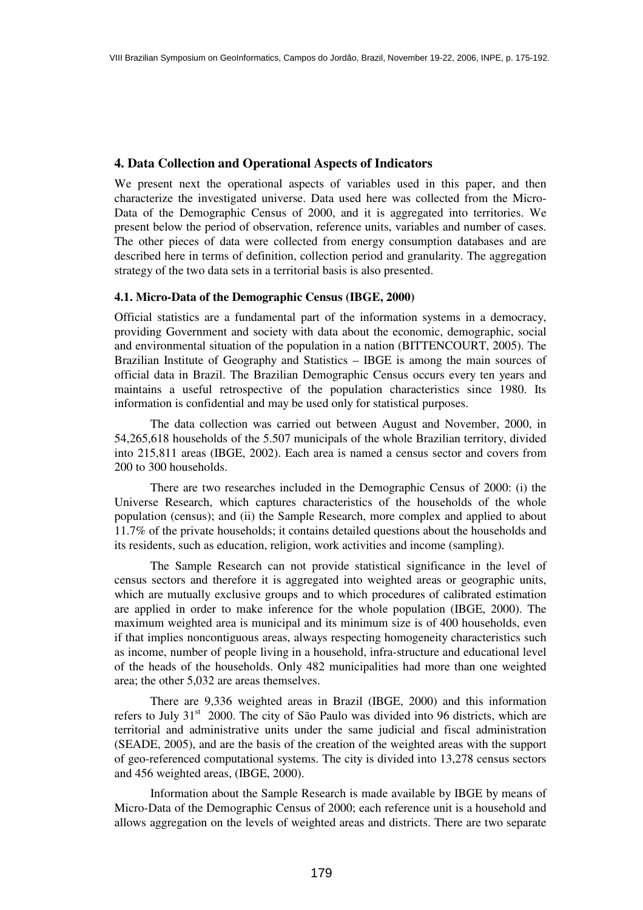## 4. Data Collection and Operational Aspects of Indicators

We present next the operational aspects of variables used in this paper, and then characterize the investigated universe. Data used here was collected from the Micro-Data of the Demographic Census of 2000, and it is aggregated into territories. We present below the period of observation, reference units, variables and number of cases. The other pieces of data were collected from energy consumption databases and are described here in terms of definition, collection period and granularity. The aggregation strategy of the two data sets in a territorial basis is also presented.

### 4.1. Micro-Data of the Demographic Census (IBGE, 2000)

Official statistics are a fundamental part of the information systems in a democracy, providing Government and society with data about the economic, demographic, social and environmental situation of the population in a nation (BITTENCOURT, 2005). The Brazilian Institute of Geography and Statistics – IBGE is among the main sources of official data in Brazil. The Brazilian Demographic Census occurs every ten years and maintains a useful retrospective of the population characteristics since 1980. Its information is confidential and may be used only for statistical purposes.

The data collection was carried out between August and November, 2000, in 54,265,618 households of the 5.507 municipals of the whole Brazilian territory, divided into 215,811 areas (IBGE, 2002). Each area is named a census sector and covers from 200 to 300 households.

There are two researches included in the Demographic Census of 2000: (i) the Universe Research, which captures characteristics of the households of the whole population (census); and (ii) the Sample Research, more complex and applied to about 11.7% of the private households; it contains detailed questions about the households and its residents, such as education, religion, work activities and income (sampling).

The Sample Research can not provide statistical significance in the level of census sectors and therefore it is aggregated into weighted areas or geographic units, which are mutually exclusive groups and to which procedures of calibrated estimation are applied in order to make inference for the whole population (IBGE, 2000). The maximum weighted area is municipal and its minimum size is of 400 households, even if that implies noncontiguous areas, always respecting homogeneity characteristics such as income, number of people living in a household, infra-structure and educational level of the heads of the households. Only 482 municipalities had more than one weighted area; the other 5,032 are areas themselves.

There are 9,336 weighted areas in Brazil (IBGE, 2000) and this information refers to July 31st 2000. The city of São Paulo was divided into 96 districts, which are territorial and administrative units under the same judicial and fiscal administration (SEADE, 2005), and are the basis of the creation of the weighted areas with the support of geo-referenced computational systems. The city is divided into 13,278 census sectors and 456 weighted areas, (IBGE, 2000).

Information about the Sample Research is made available by IBGE by means of Micro-Data of the Demographic Census of 2000; each reference unit is a household and allows aggregation on the levels of weighted areas and districts. There are two separate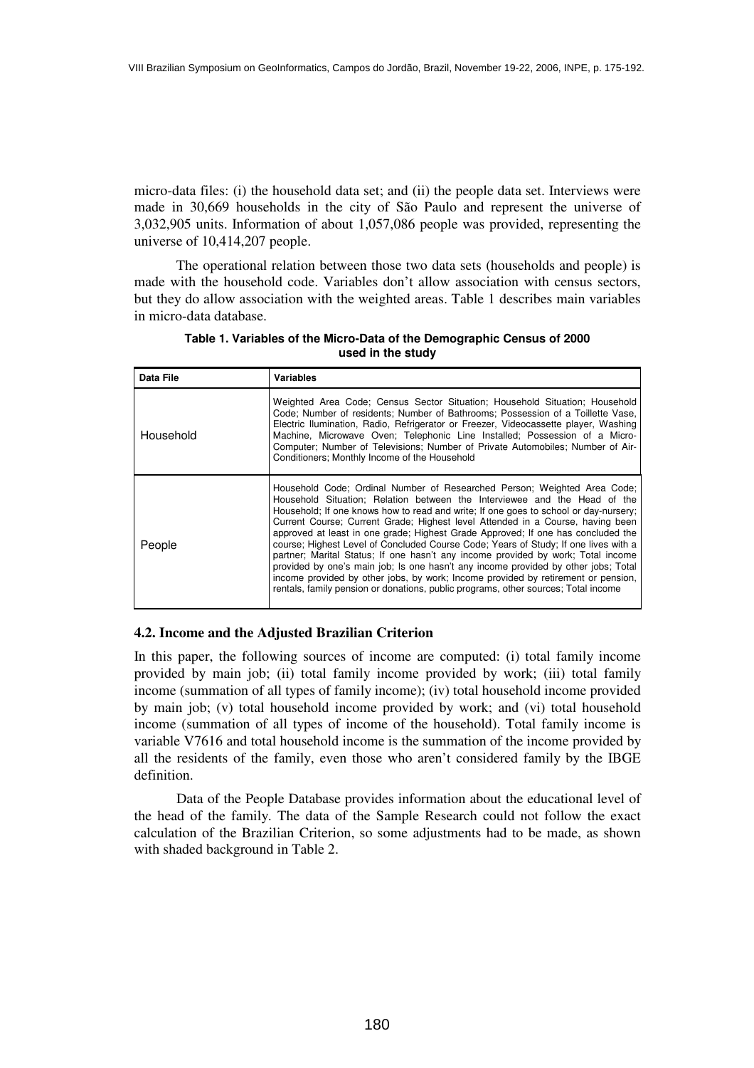micro-data files: (i) the household data set; and (ii) the people data set. Interviews were made in 30,669 households in the city of São Paulo and represent the universe of 3,032,905 units. Information of about 1,057,086 people was provided, representing the universe of 10,414,207 people.

The operational relation between those two data sets (households and people) is made with the household code. Variables don't allow association with census sectors, but they do allow association with the weighted areas. Table 1 describes main variables in micro-data database.

**Table 1. Variables of the Micro-Data of the Demographic Census of 2000 used in the study**

| Data File | Variables |
|---|---|
| Household | Weighted Area Code; Census Sector Situation; Household Situation; Household Code; Number of residents; Number of Bathrooms; Possession of a Toillette Vase, Electric Ilumination, Radio, Refrigerator or Freezer, Videocassette player, Washing Machine, Microwave Oven; Telephonic Line Installed; Possession of a Micro-Computer; Number of Televisions; Number of Private Automobiles; Number of Air-Conditioners; Monthly Income of the Household |
| People | Household Code; Ordinal Number of Researched Person; Weighted Area Code; Household Situation; Relation between the Interviewee and the Head of the Household; If one knows how to read and write; If one goes to school or day-nursery; Current Course; Current Grade; Highest level Attended in a Course, having been approved at least in one grade; Highest Grade Approved; If one has concluded the course; Highest Level of Concluded Course Code; Years of Study; If one lives with a partner; Marital Status; If one hasn't any income provided by work; Total income provided by one's main job; Is one hasn't any income provided by other jobs; Total income provided by other jobs, by work; Income provided by retirement or pension, rentals, family pension or donations, public programs, other sources; Total income |

### 4.2. Income and the Adjusted Brazilian Criterion

In this paper, the following sources of income are computed: (i) total family income provided by main job; (ii) total family income provided by work; (iii) total family income (summation of all types of family income); (iv) total household income provided by main job; (v) total household income provided by work; and (vi) total household income (summation of all types of income of the household). Total family income is variable V7616 and total household income is the summation of the income provided by all the residents of the family, even those who aren't considered family by the IBGE definition.

Data of the People Database provides information about the educational level of the head of the family. The data of the Sample Research could not follow the exact calculation of the Brazilian Criterion, so some adjustments had to be made, as shown with shaded background in Table 2.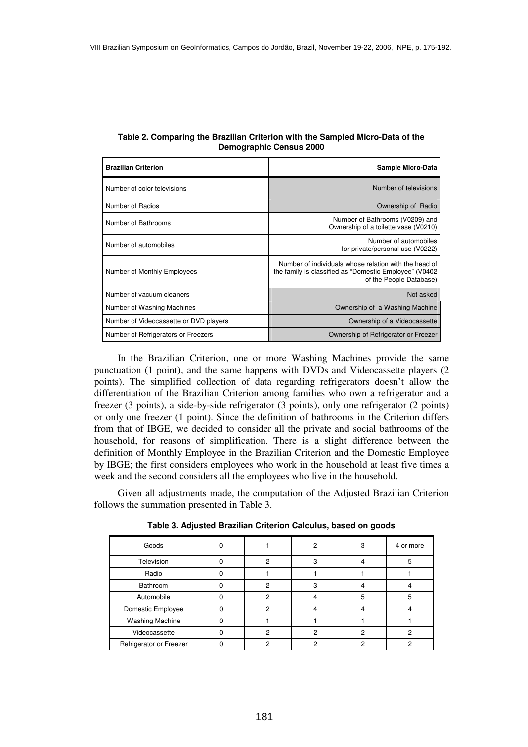**Table 2. Comparing the Brazilian Criterion with the Sampled Micro-Data of the Demographic Census 2000**

| Brazilian Criterion | Sample Micro-Data |
|---|---|
| Number of color televisions | Number of televisions |
| Number of Radios | Ownership of Radio |
| Number of Bathrooms | Number of Bathrooms (V0209) and Ownership of a toilette vase (V0210) |
| Number of automobiles | Number of automobiles for private/personal use (V0222) |
| Number of Monthly Employees | Number of individuals whose relation with the head of the family is classified as "Domestic Employee" (V0402 of the People Database) |
| Number of vacuum cleaners | Not asked |
| Number of Washing Machines | Ownership of a Washing Machine |
| Number of Videocassette or DVD players | Ownership of a Videocassette |
| Number of Refrigerators or Freezers | Ownership of Refrigerator or Freezer |

In the Brazilian Criterion, one or more Washing Machines provide the same punctuation (1 point), and the same happens with DVDs and Videocassette players (2 points). The simplified collection of data regarding refrigerators doesn't allow the differentiation of the Brazilian Criterion among families who own a refrigerator and a freezer (3 points), a side-by-side refrigerator (3 points), only one refrigerator (2 points) or only one freezer (1 point). Since the definition of bathrooms in the Criterion differs from that of IBGE, we decided to consider all the private and social bathrooms of the household, for reasons of simplification. There is a slight difference between the definition of Monthly Employee in the Brazilian Criterion and the Domestic Employee by IBGE; the first considers employees who work in the household at least five times a week and the second considers all the employees who live in the household.

Given all adjustments made, the computation of the Adjusted Brazilian Criterion follows the summation presented in Table 3.

**Table 3. Adjusted Brazilian Criterion Calculus, based on goods**

| Goods | 0 | 1 | 2 | 3 | 4 or more |
|---|---|---|---|---|---|
| Television | 0 | 2 | 3 | 4 | 5 |
| Radio | 0 | 1 | 1 | 1 | 1 |
| Bathroom | 0 | 2 | 3 | 4 | 4 |
| Automobile | 0 | 2 | 4 | 5 | 5 |
| Domestic Employee | 0 | 2 | 4 | 4 | 4 |
| Washing Machine | 0 | 1 | 1 | 1 | 1 |
| Videocassette | 0 | 2 | 2 | 2 | 2 |
| Refrigerator or Freezer | 0 | 2 | 2 | 2 | 2 |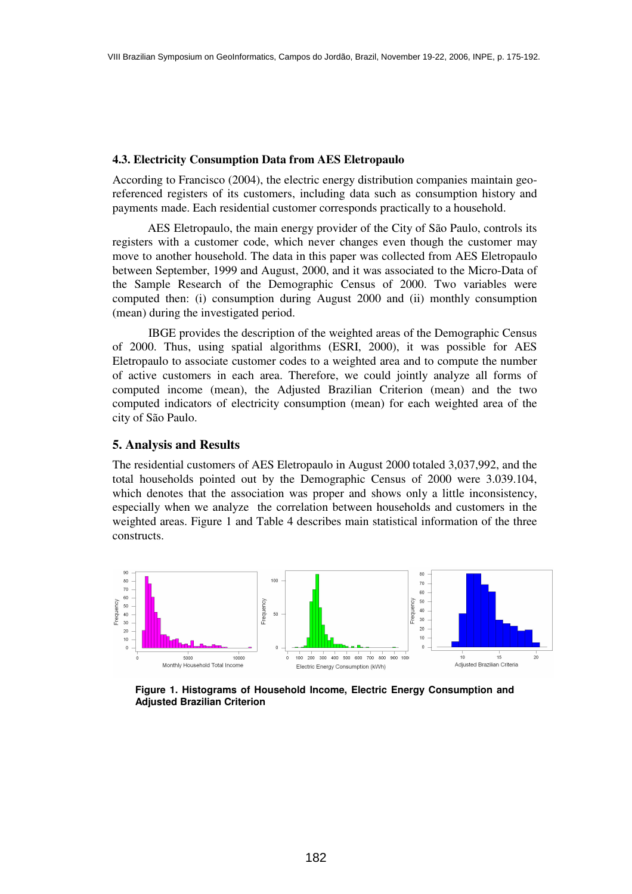### 4.3. Electricity Consumption Data from AES Eletropaulo

According to Francisco (2004), the electric energy distribution companies maintain geo-referenced registers of its customers, including data such as consumption history and payments made. Each residential customer corresponds practically to a household.

AES Eletropaulo, the main energy provider of the City of São Paulo, controls its registers with a customer code, which never changes even though the customer may move to another household. The data in this paper was collected from AES Eletropaulo between September, 1999 and August, 2000, and it was associated to the Micro-Data of the Sample Research of the Demographic Census of 2000. Two variables were computed then: (i) consumption during August 2000 and (ii) monthly consumption (mean) during the investigated period.

IBGE provides the description of the weighted areas of the Demographic Census of 2000. Thus, using spatial algorithms (ESRI, 2000), it was possible for AES Eletropaulo to associate customer codes to a weighted area and to compute the number of active customers in each area. Therefore, we could jointly analyze all forms of computed income (mean), the Adjusted Brazilian Criterion (mean) and the two computed indicators of electricity consumption (mean) for each weighted area of the city of São Paulo.

## 5. Analysis and Results

The residential customers of AES Eletropaulo in August 2000 totaled 3,037,992, and the total households pointed out by the Demographic Census of 2000 were 3.039.104, which denotes that the association was proper and shows only a little inconsistency, especially when we analyze the correlation between households and customers in the weighted areas. Figure 1 and Table 4 describes main statistical information of the three constructs.

**Figure 1. Histograms of Household Income, Electric Energy Consumption and Adjusted Brazilian Criterion**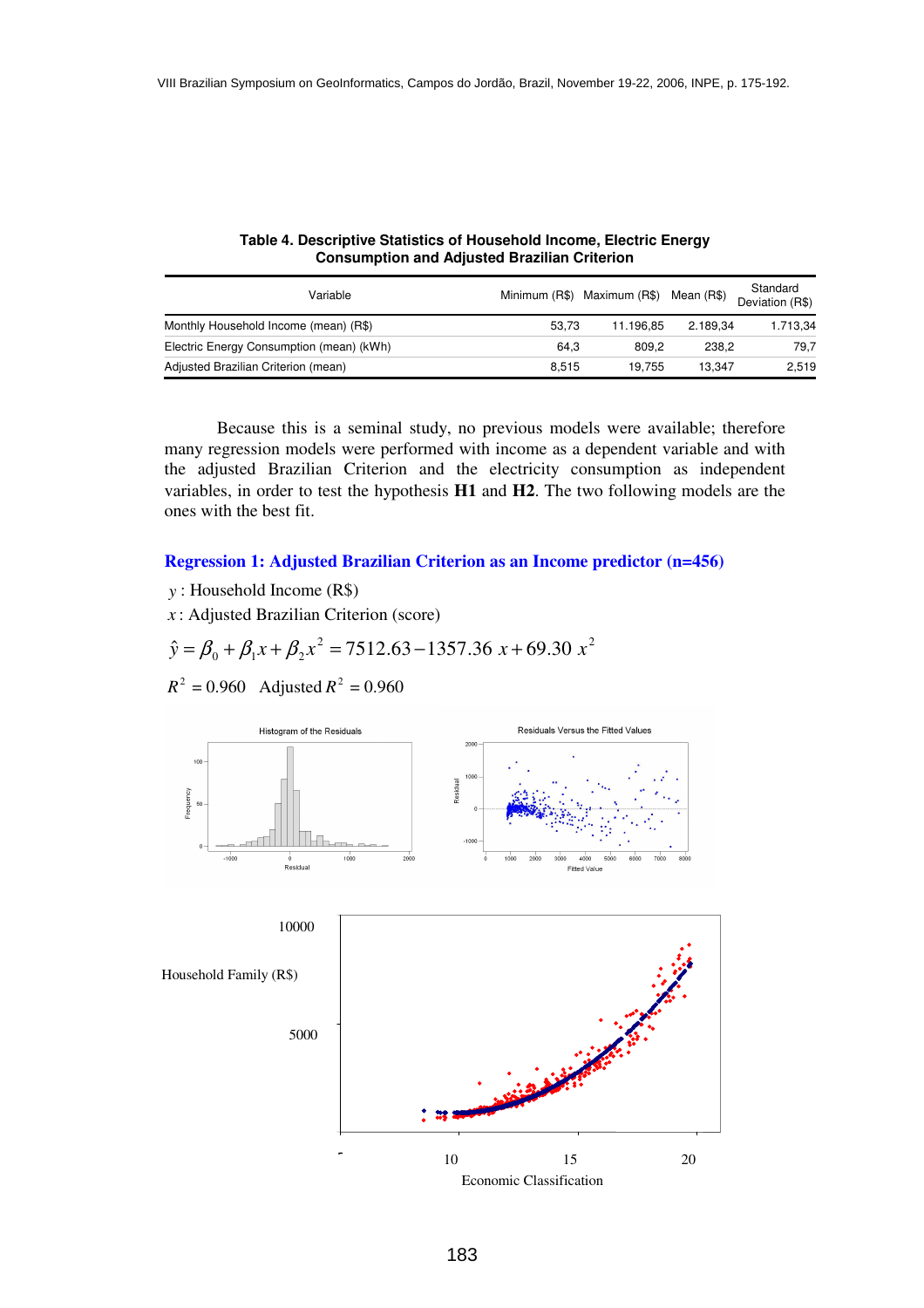**Table 4. Descriptive Statistics of Household Income, Electric Energy Consumption and Adjusted Brazilian Criterion**

| Variable | Minimum (R$) | Maximum (R$) | Mean (R$) | Standard Deviation (R$) |
|---|---|---|---|---|
| Monthly Household Income (mean) (R$) | 53,73 | 11.196,85 | 2.189,34 | 1.713,34 |
| Electric Energy Consumption (mean) (kWh) | 64,3 | 809,2 | 238,2 | 79,7 |
| Adjusted Brazilian Criterion (mean) | 8,515 | 19,755 | 13,347 | 2,519 |

Because this is a seminal study, no previous models were available; therefore many regression models were performed with income as a dependent variable and with the adjusted Brazilian Criterion and the electricity consumption as independent variables, in order to test the hypothesis **H1** and **H2**. The two following models are the ones with the best fit.

### Regression 1: Adjusted Brazilian Criterion as an Income predictor (n=456)

$y$ : Household Income (R$)

$x$ : Adjusted Brazilian Criterion (score)

$$\hat{y} = \beta_0 + \beta_1 x + \beta_2 x^2 = 7512.63 - 1357.36\ x + 69.30\ x^2$$

$R^2 = 0.960$ Adjusted $R^2 = 0.960$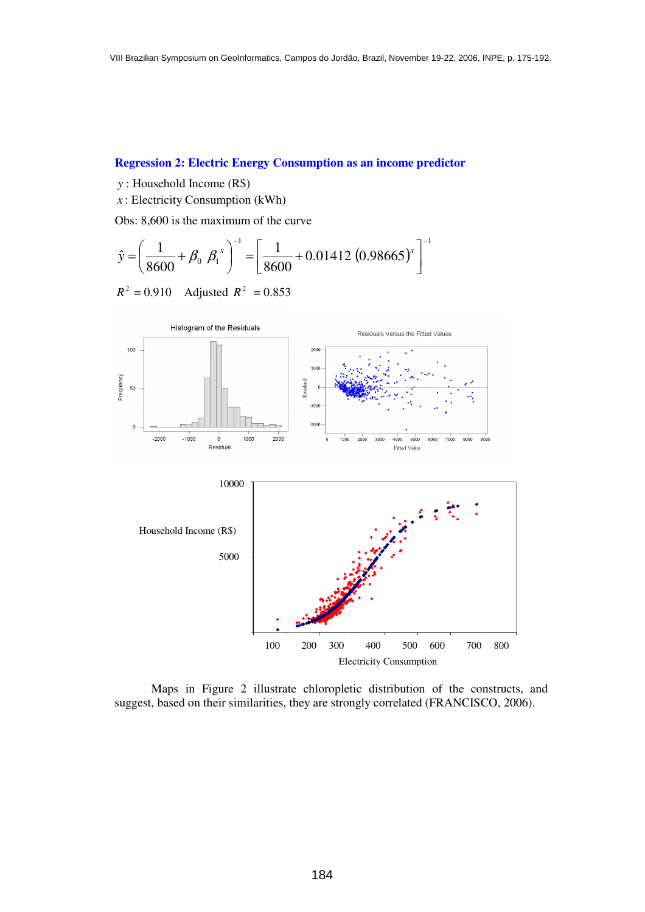### Regression 2: Electric Energy Consumption as an income predictor

$y$ : Household Income (R$)
$x$ : Electricity Consumption (kWh)

Obs: 8,600 is the maximum of the curve

$$\hat{y} = \left( \frac{1}{8600} + \beta_0 \ \beta_1^{\ x} \right)^{-1} = \left[ \frac{1}{8600} + 0.01412 \ (0.98665)^x \right]^{-1}$$

$R^2 = 0.910$    Adjusted $R^2 = 0.853$

Maps in Figure 2 illustrate chloropletic distribution of the constructs, and suggest, based on their similarities, they are strongly correlated (FRANCISCO, 2006).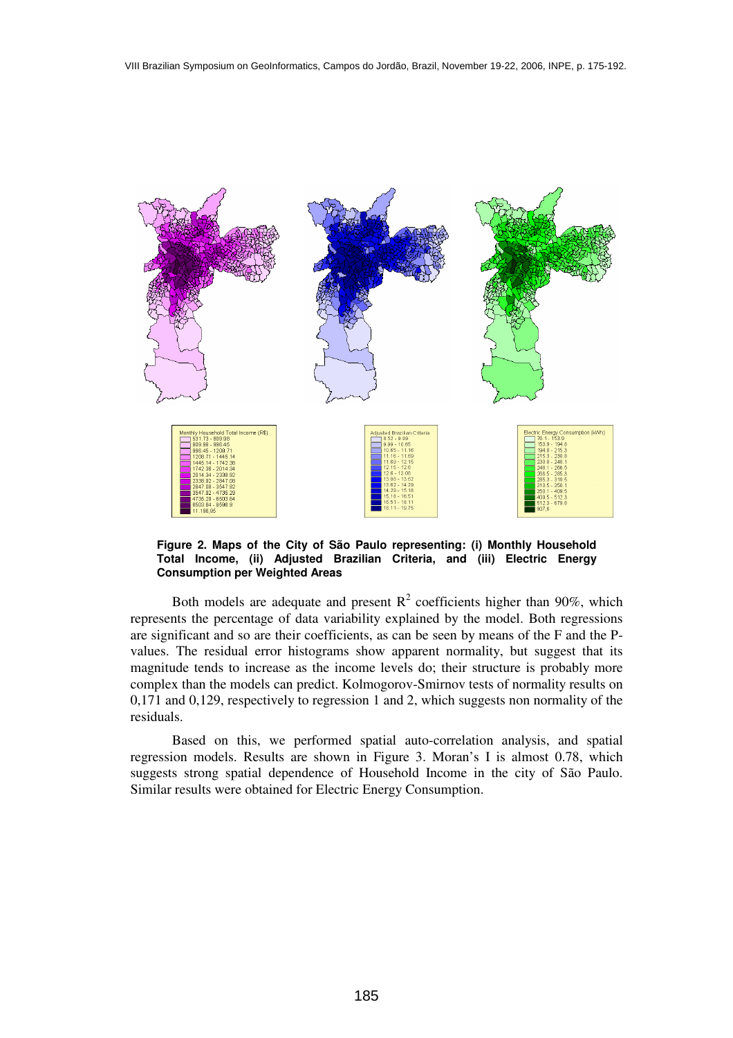Monthly Household Total Income (R$)
531.73 - 809.98
809.98 - 996.45
996.45 - 1208.71
1208.71 - 1445.14
1445.14 - 1742.36
1742.36 - 2014.34
2014.34 - 2338.92
2338.92 - 2847.08
2847.08 - 3547.92
3547.92 - 4735.28
4735.28 - 6503.64
6503.64 - 8596.9
11.186,85

Adjusted Brazilian Criteria
8.52 - 9.99
9.99 - 10.65
10.65 - 11.16
11.16 - 11.69
11.69 - 12.15
12.15 - 12.6
12.6 - 13.08
13.08 - 13.62
13.62 - 14.29
14.29 - 15.18
15.18 - 16.51
16.51 - 18.11
18.11 - 19.75

Electric Energy Consumption (kWh)
76.1 - 153.9
153.9 - 194.8
194.8 - 215.3
215.3 - 230.8
230.8 - 248.1
248.1 - 266.5
266.5 - 285.3
285.3 - 310.5
310.5 - 350.1
350.1 - 409.5
409.5 - 512.3
512.3 - 679.8
907,6

**Figure 2. Maps of the City of São Paulo representing: (i) Monthly Household Total Income, (ii) Adjusted Brazilian Criteria, and (iii) Electric Energy Consumption per Weighted Areas**

Both models are adequate and present $R^2$ coefficients higher than 90%, which represents the percentage of data variability explained by the model. Both regressions are significant and so are their coefficients, as can be seen by means of the F and the P-values. The residual error histograms show apparent normality, but suggest that its magnitude tends to increase as the income levels do; their structure is probably more complex than the models can predict. Kolmogorov-Smirnov tests of normality results on 0,171 and 0,129, respectively to regression 1 and 2, which suggests non normality of the residuals.

Based on this, we performed spatial auto-correlation analysis, and spatial regression models. Results are shown in Figure 3. Moran's I is almost 0.78, which suggests strong spatial dependence of Household Income in the city of São Paulo. Similar results were obtained for Electric Energy Consumption.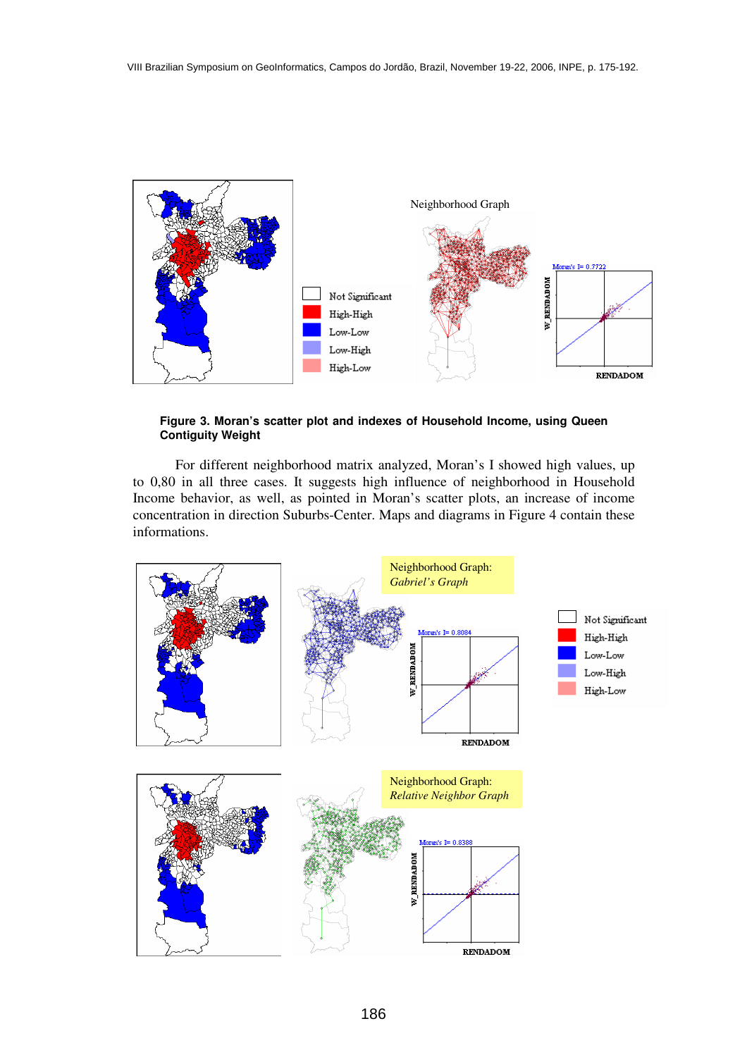**Figure 3. Moran's scatter plot and indexes of Household Income, using Queen Contiguity Weight**

For different neighborhood matrix analyzed, Moran's I showed high values, up to 0,80 in all three cases. It suggests high influence of neighborhood in Household Income behavior, as well, as pointed in Moran's scatter plots, an increase of income concentration in direction Suburbs-Center. Maps and diagrams in Figure 4 contain these informations.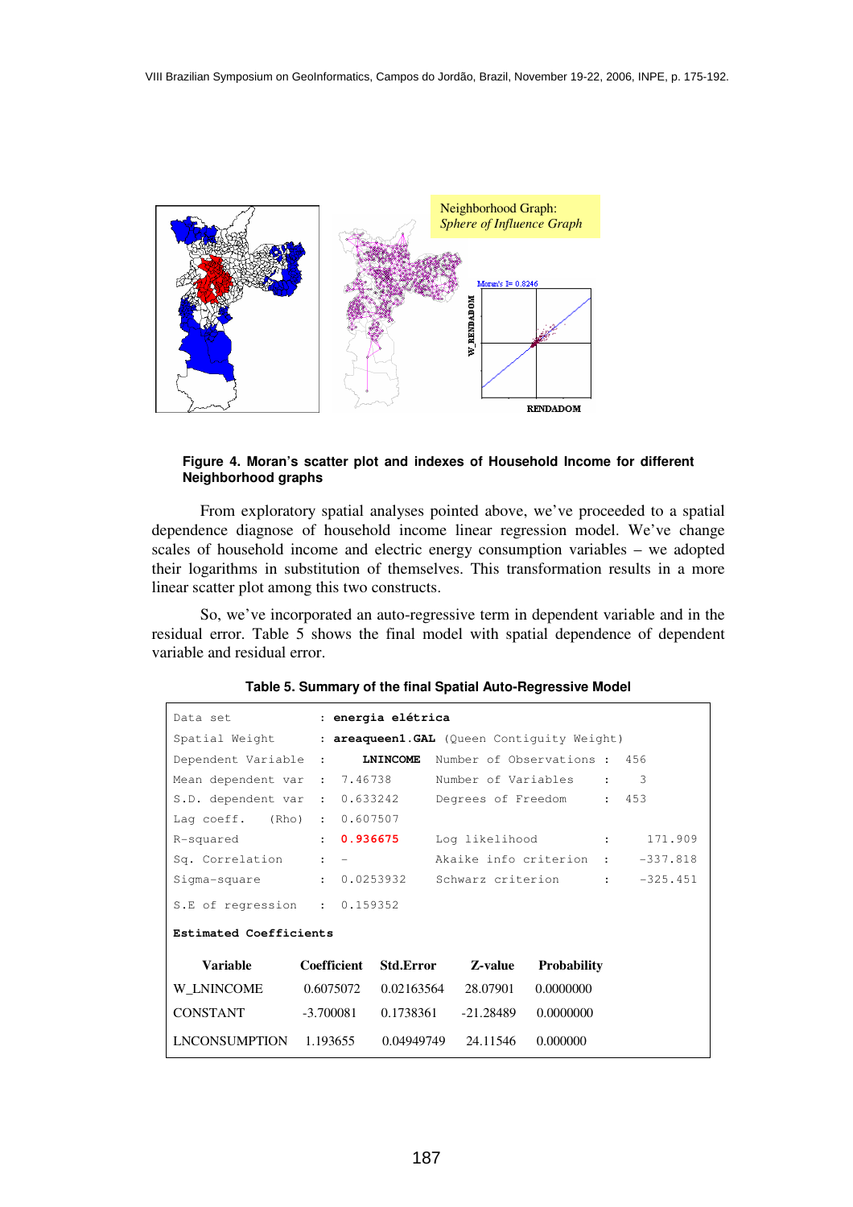**Figure 4. Moran's scatter plot and indexes of Household Income for different Neighborhood graphs**

From exploratory spatial analyses pointed above, we've proceeded to a spatial dependence diagnose of household income linear regression model. We've change scales of household income and electric energy consumption variables – we adopted their logarithms in substitution of themselves. This transformation results in a more linear scatter plot among this two constructs.

So, we've incorporated an auto-regressive term in dependent variable and in the residual error. Table 5 shows the final model with spatial dependence of dependent variable and residual error.

**Table 5. Summary of the final Spatial Auto-Regressive Model**

```
Data set             : energia elétrica
Spatial Weight       : areaqueen1.GAL (Queen Contiguity Weight)
Dependent Variable   :    LNINCOME   Number of Observations :  456
Mean dependent var   : 7.46738       Number of Variables    :    3
S.D. dependent var   : 0.633242      Degrees of Freedom     :  453
Lag coeff.   (Rho)   : 0.607507
R-squared            : 0.936675      Log likelihood         :   171.909
Sq. Correlation      : -             Akaike info criterion  :  -337.818
Sigma-square         : 0.0253932     Schwarz criterion      :  -325.451
S.E of regression    : 0.159352
```

**Estimated Coefficients**

| Variable | Coefficient | Std.Error | Z-value | Probability |
|---|---|---|---|---|
| W_LNINCOME | 0.6075072 | 0.02163564 | 28.07901 | 0.0000000 |
| CONSTANT | -3.700081 | 0.1738361 | -21.28489 | 0.0000000 |
| LNCONSUMPTION | 1.193655 | 0.04949749 | 24.11546 | 0.000000 |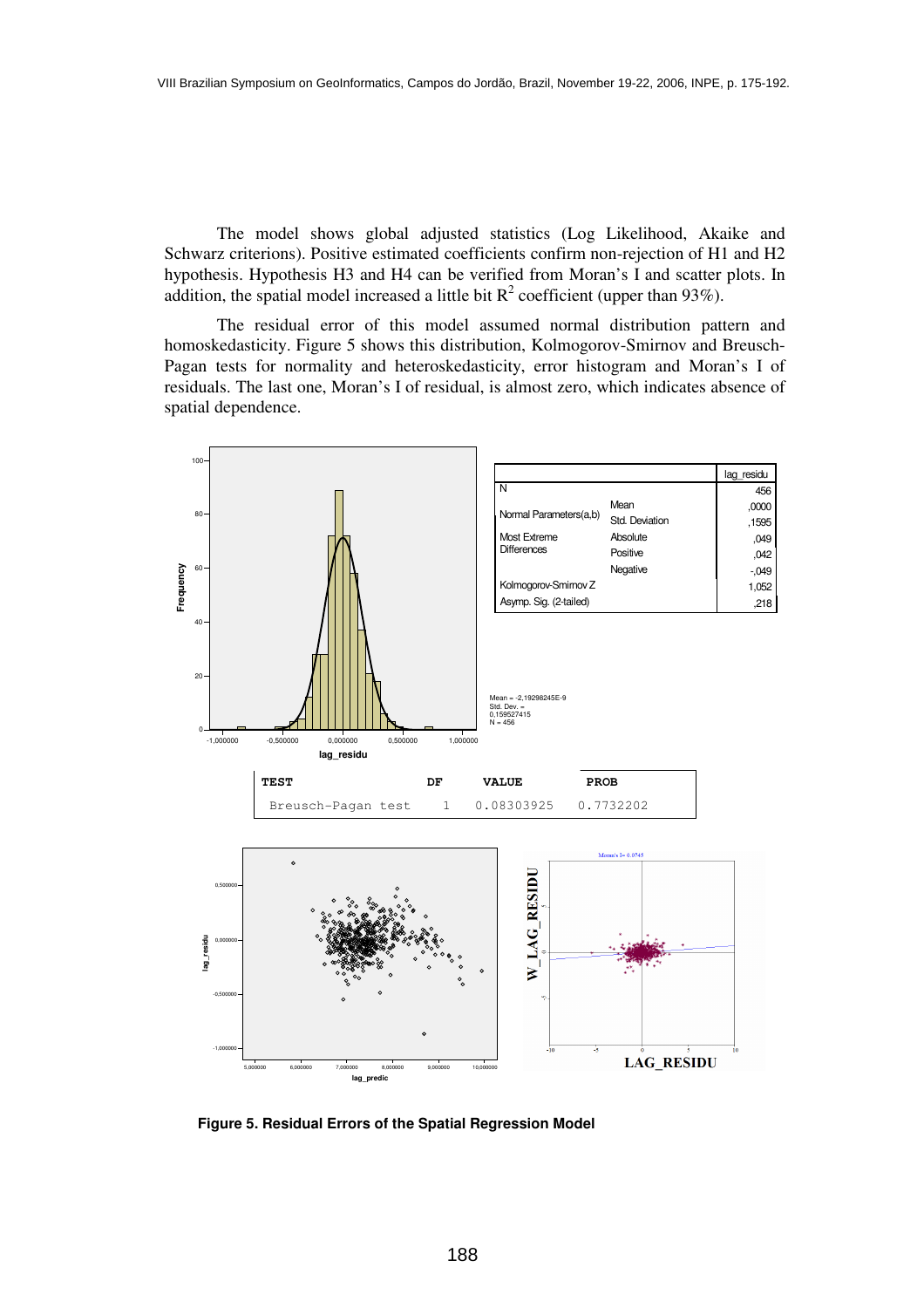The model shows global adjusted statistics (Log Likelihood, Akaike and Schwarz criterions). Positive estimated coefficients confirm non-rejection of H1 and H2 hypothesis. Hypothesis H3 and H4 can be verified from Moran's I and scatter plots. In addition, the spatial model increased a little bit $R^2$ coefficient (upper than 93%).

The residual error of this model assumed normal distribution pattern and homoskedasticity. Figure 5 shows this distribution, Kolmogorov-Smirnov and Breusch-Pagan tests for normality and heteroskedasticity, error histogram and Moran's I of residuals. The last one, Moran's I of residual, is almost zero, which indicates absence of spatial dependence.

| | | lag_residu |
|---|---|---|
| N | | 456 |
| Normal Parameters(a,b) | Mean | ,0000 |
| | Std. Deviation | ,1595 |
| Most Extreme Differences | Absolute | ,049 |
| | Positive | ,042 |
| | Negative | -,049 |
| Kolmogorov-Smirnov Z | | 1,052 |
| Asymp. Sig. (2-tailed) | | ,218 |

| TEST | DF | VALUE | PROB |
|---|---|---|---|
| Breusch-Pagan test | 1 | 0.08303925 | 0.7732202 |

**Figure 5. Residual Errors of the Spatial Regression Model**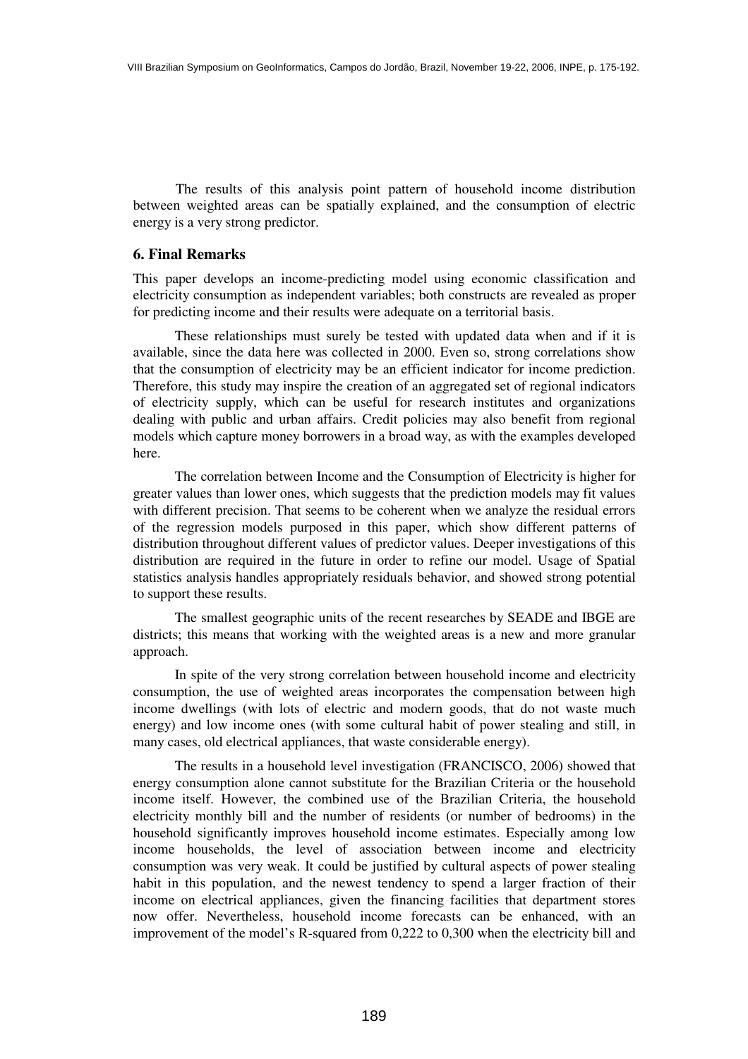The results of this analysis point pattern of household income distribution between weighted areas can be spatially explained, and the consumption of electric energy is a very strong predictor.

### 6. Final Remarks

This paper develops an income-predicting model using economic classification and electricity consumption as independent variables; both constructs are revealed as proper for predicting income and their results were adequate on a territorial basis.

These relationships must surely be tested with updated data when and if it is available, since the data here was collected in 2000. Even so, strong correlations show that the consumption of electricity may be an efficient indicator for income prediction. Therefore, this study may inspire the creation of an aggregated set of regional indicators of electricity supply, which can be useful for research institutes and organizations dealing with public and urban affairs. Credit policies may also benefit from regional models which capture money borrowers in a broad way, as with the examples developed here.

The correlation between Income and the Consumption of Electricity is higher for greater values than lower ones, which suggests that the prediction models may fit values with different precision. That seems to be coherent when we analyze the residual errors of the regression models purposed in this paper, which show different patterns of distribution throughout different values of predictor values. Deeper investigations of this distribution are required in the future in order to refine our model. Usage of Spatial statistics analysis handles appropriately residuals behavior, and showed strong potential to support these results.

The smallest geographic units of the recent researches by SEADE and IBGE are districts; this means that working with the weighted areas is a new and more granular approach.

In spite of the very strong correlation between household income and electricity consumption, the use of weighted areas incorporates the compensation between high income dwellings (with lots of electric and modern goods, that do not waste much energy) and low income ones (with some cultural habit of power stealing and still, in many cases, old electrical appliances, that waste considerable energy).

The results in a household level investigation (FRANCISCO, 2006) showed that energy consumption alone cannot substitute for the Brazilian Criteria or the household income itself. However, the combined use of the Brazilian Criteria, the household electricity monthly bill and the number of residents (or number of bedrooms) in the household significantly improves household income estimates. Especially among low income households, the level of association between income and electricity consumption was very weak. It could be justified by cultural aspects of power stealing habit in this population, and the newest tendency to spend a larger fraction of their income on electrical appliances, given the financing facilities that department stores now offer. Nevertheless, household income forecasts can be enhanced, with an improvement of the model's R-squared from 0,222 to 0,300 when the electricity bill and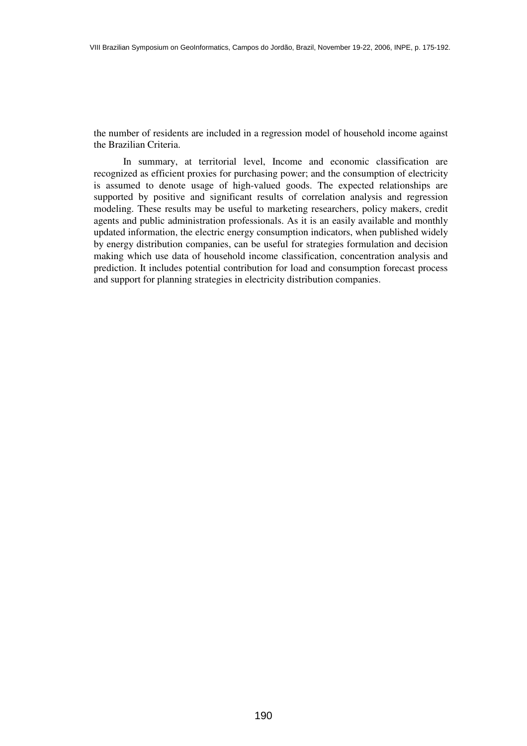the number of residents are included in a regression model of household income against the Brazilian Criteria.

In summary, at territorial level, Income and economic classification are recognized as efficient proxies for purchasing power; and the consumption of electricity is assumed to denote usage of high-valued goods. The expected relationships are supported by positive and significant results of correlation analysis and regression modeling. These results may be useful to marketing researchers, policy makers, credit agents and public administration professionals. As it is an easily available and monthly updated information, the electric energy consumption indicators, when published widely by energy distribution companies, can be useful for strategies formulation and decision making which use data of household income classification, concentration analysis and prediction. It includes potential contribution for load and consumption forecast process and support for planning strategies in electricity distribution companies.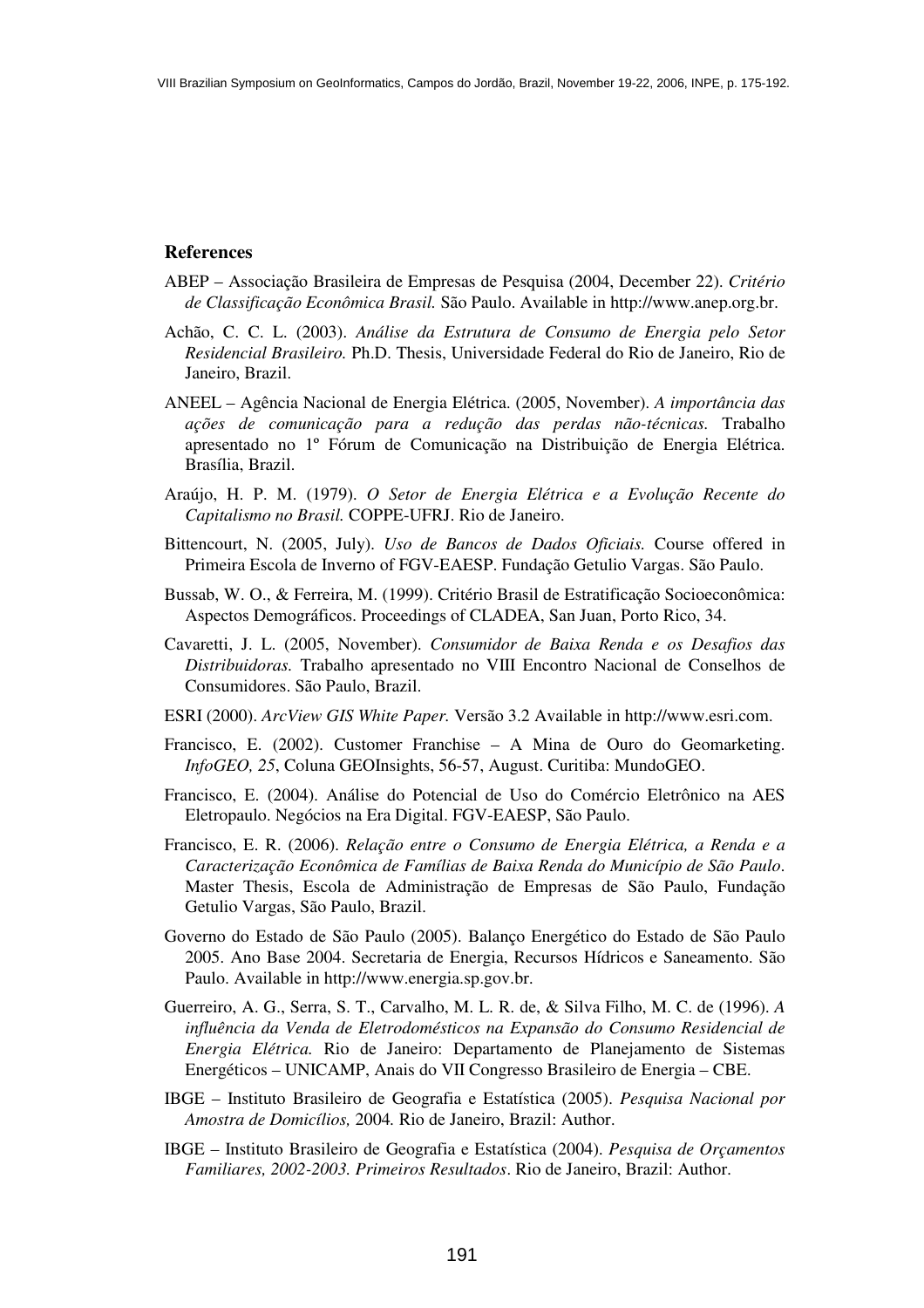## References

ABEP – Associação Brasileira de Empresas de Pesquisa (2004, December 22). *Critério de Classificação Econômica Brasil.* São Paulo. Available in http://www.anep.org.br.

Achão, C. C. L. (2003). *Análise da Estrutura de Consumo de Energia pelo Setor Residencial Brasileiro.* Ph.D. Thesis, Universidade Federal do Rio de Janeiro, Rio de Janeiro, Brazil.

ANEEL – Agência Nacional de Energia Elétrica. (2005, November). *A importância das ações de comunicação para a redução das perdas não-técnicas.* Trabalho apresentado no 1º Fórum de Comunicação na Distribuição de Energia Elétrica. Brasília, Brazil.

Araújo, H. P. M. (1979). *O Setor de Energia Elétrica e a Evolução Recente do Capitalismo no Brasil.* COPPE-UFRJ. Rio de Janeiro.

Bittencourt, N. (2005, July). *Uso de Bancos de Dados Oficiais.* Course offered in Primeira Escola de Inverno of FGV-EAESP. Fundação Getulio Vargas. São Paulo.

Bussab, W. O., & Ferreira, M. (1999). Critério Brasil de Estratificação Socioeconômica: Aspectos Demográficos. Proceedings of CLADEA, San Juan, Porto Rico, 34.

Cavaretti, J. L. (2005, November). *Consumidor de Baixa Renda e os Desafios das Distribuidoras.* Trabalho apresentado no VIII Encontro Nacional de Conselhos de Consumidores. São Paulo, Brazil.

ESRI (2000). *ArcView GIS White Paper.* Versão 3.2 Available in http://www.esri.com.

Francisco, E. (2002). Customer Franchise – A Mina de Ouro do Geomarketing. *InfoGEO, 25*, Coluna GEOInsights, 56-57, August. Curitiba: MundoGEO.

Francisco, E. (2004). Análise do Potencial de Uso do Comércio Eletrônico na AES Eletropaulo. Negócios na Era Digital. FGV-EAESP, São Paulo.

Francisco, E. R. (2006). *Relação entre o Consumo de Energia Elétrica, a Renda e a Caracterização Econômica de Famílias de Baixa Renda do Município de São Paulo*. Master Thesis, Escola de Administração de Empresas de São Paulo, Fundação Getulio Vargas, São Paulo, Brazil.

Governo do Estado de São Paulo (2005). Balanço Energético do Estado de São Paulo 2005. Ano Base 2004. Secretaria de Energia, Recursos Hídricos e Saneamento. São Paulo. Available in http://www.energia.sp.gov.br.

Guerreiro, A. G., Serra, S. T., Carvalho, M. L. R. de, & Silva Filho, M. C. de (1996). *A influência da Venda de Eletrodomésticos na Expansão do Consumo Residencial de Energia Elétrica.* Rio de Janeiro: Departamento de Planejamento de Sistemas Energéticos – UNICAMP, Anais do VII Congresso Brasileiro de Energia – CBE.

IBGE – Instituto Brasileiro de Geografia e Estatística (2005). *Pesquisa Nacional por Amostra de Domicílios,* 2004*.* Rio de Janeiro, Brazil: Author.

IBGE – Instituto Brasileiro de Geografia e Estatística (2004). *Pesquisa de Orçamentos Familiares, 2002-2003. Primeiros Resultados*. Rio de Janeiro, Brazil: Author.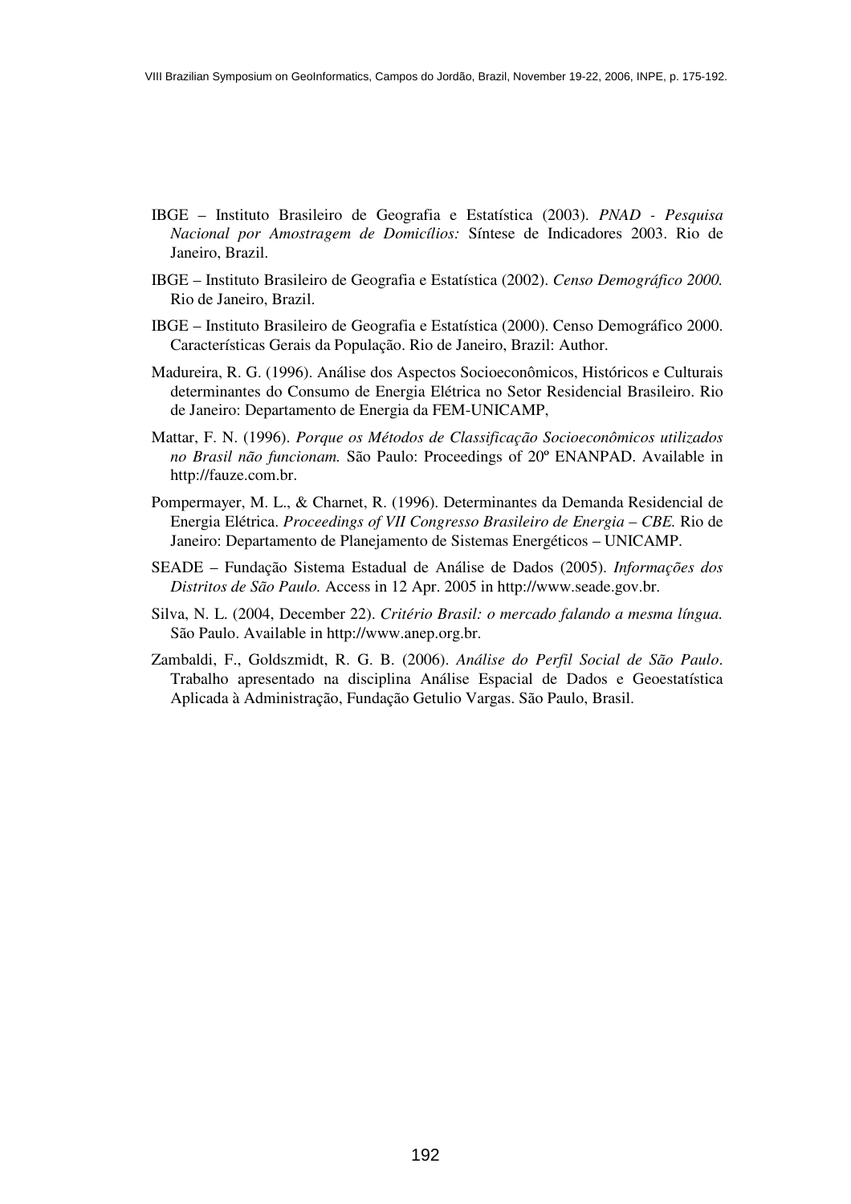IBGE – Instituto Brasileiro de Geografia e Estatística (2003). *PNAD - Pesquisa Nacional por Amostragem de Domicílios:* Síntese de Indicadores 2003. Rio de Janeiro, Brazil.

IBGE – Instituto Brasileiro de Geografia e Estatística (2002). *Censo Demográfico 2000.* Rio de Janeiro, Brazil.

IBGE – Instituto Brasileiro de Geografia e Estatística (2000). Censo Demográfico 2000. Características Gerais da População. Rio de Janeiro, Brazil: Author.

Madureira, R. G. (1996). Análise dos Aspectos Socioeconômicos, Históricos e Culturais determinantes do Consumo de Energia Elétrica no Setor Residencial Brasileiro. Rio de Janeiro: Departamento de Energia da FEM-UNICAMP,

Mattar, F. N. (1996). *Porque os Métodos de Classificação Socioeconômicos utilizados no Brasil não funcionam.* São Paulo: Proceedings of 20º ENANPAD. Available in http://fauze.com.br.

Pompermayer, M. L., & Charnet, R. (1996). Determinantes da Demanda Residencial de Energia Elétrica. *Proceedings of VII Congresso Brasileiro de Energia – CBE.* Rio de Janeiro: Departamento de Planejamento de Sistemas Energéticos – UNICAMP.

SEADE – Fundação Sistema Estadual de Análise de Dados (2005). *Informações dos Distritos de São Paulo.* Access in 12 Apr. 2005 in http://www.seade.gov.br.

Silva, N. L. (2004, December 22). *Critério Brasil: o mercado falando a mesma língua.* São Paulo. Available in http://www.anep.org.br.

Zambaldi, F., Goldszmidt, R. G. B. (2006). *Análise do Perfil Social de São Paulo*. Trabalho apresentado na disciplina Análise Espacial de Dados e Geoestatística Aplicada à Administração, Fundação Getulio Vargas. São Paulo, Brasil.